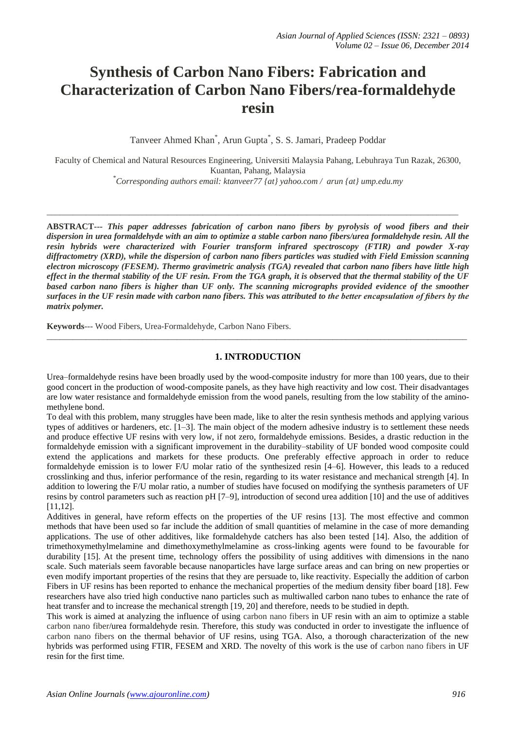# Synthesis of Carbon Nano Fibers: Fabrication and Characterization of Carbon Nano Fibers/rea-formaldehyde resin

Tanveer Ahmed Khan*, Arun Gupta*, S. S. Jamari, Pradeep Poddar

Faculty of Chemical and Natural Resources Engineering, Universiti Malaysia Pahang, Lebuhraya Tun Razak, 26300, Kuantan, Pahang, Malaysia

*\*Corresponding authors email: ktanveer77 {at} yahoo.com / arun {at} ump.edu.my*

---

**ABSTRACT---** ***This paper addresses fabrication of carbon nano fibers by pyrolysis of wood fibers and their dispersion in urea formaldehyde with an aim to optimize a stable carbon nano fibers/urea formaldehyde resin. All the resin hybrids were characterized with Fourier transform infrared spectroscopy (FTIR) and powder X-ray diffractometry (XRD), while the dispersion of carbon nano fibers particles was studied with Field Emission scanning electron microscopy (FESEM). Thermo gravimetric analysis (TGA) revealed that carbon nano fibers have little high effect in the thermal stability of the UF resin. From the TGA graph, it is observed that the thermal stability of the UF based carbon nano fibers is higher than UF only. The scanning micrographs provided evidence of the smoother surfaces in the UF resin made with carbon nano fibers. This was attributed to the better encapsulation of fibers by the matrix polymer.***

**Keywords**--- Wood Fibers, Urea-Formaldehyde, Carbon Nano Fibers.

---

## 1. INTRODUCTION

Urea–formaldehyde resins have been broadly used by the wood-composite industry for more than 100 years, due to their good concert in the production of wood-composite panels, as they have high reactivity and low cost. Their disadvantages are low water resistance and formaldehyde emission from the wood panels, resulting from the low stability of the amino-methylene bond.

To deal with this problem, many struggles have been made, like to alter the resin synthesis methods and applying various types of additives or hardeners, etc. [1–3]. The main object of the modern adhesive industry is to settlement these needs and produce effective UF resins with very low, if not zero, formaldehyde emissions. Besides, a drastic reduction in the formaldehyde emission with a significant improvement in the durability–stability of UF bonded wood composite could extend the applications and markets for these products. One preferably effective approach in order to reduce formaldehyde emission is to lower F/U molar ratio of the synthesized resin [4–6]. However, this leads to a reduced crosslinking and thus, inferior performance of the resin, regarding to its water resistance and mechanical strength [4]. In addition to lowering the F/U molar ratio, a number of studies have focused on modifying the synthesis parameters of UF resins by control parameters such as reaction pH [7–9], introduction of second urea addition [10] and the use of additives [11,12].

Additives in general, have reform effects on the properties of the UF resins [13]. The most effective and common methods that have been used so far include the addition of small quantities of melamine in the case of more demanding applications. The use of other additives, like formaldehyde catchers has also been tested [14]. Also, the addition of trimethoxymethylmelamine and dimethoxymethylmelamine as cross-linking agents were found to be favourable for durability [15]. At the present time, technology offers the possibility of using additives with dimensions in the nano scale. Such materials seem favorable because nanoparticles have large surface areas and can bring on new properties or even modify important properties of the resins that they are persuade to, like reactivity. Especially the addition of carbon Fibers in UF resins has been reported to enhance the mechanical properties of the medium density fiber board [18]. Few researchers have also tried high conductive nano particles such as multiwalled carbon nano tubes to enhance the rate of heat transfer and to increase the mechanical strength [19, 20] and therefore, needs to be studied in depth.

This work is aimed at analyzing the influence of using carbon nano fibers in UF resin with an aim to optimize a stable carbon nano fiber/urea formaldehyde resin. Therefore, this study was conducted in order to investigate the influence of carbon nano fibers on the thermal behavior of UF resins, using TGA. Also, a thorough characterization of the new hybrids was performed using FTIR, FESEM and XRD. The novelty of this work is the use of carbon nano fibers in UF resin for the first time.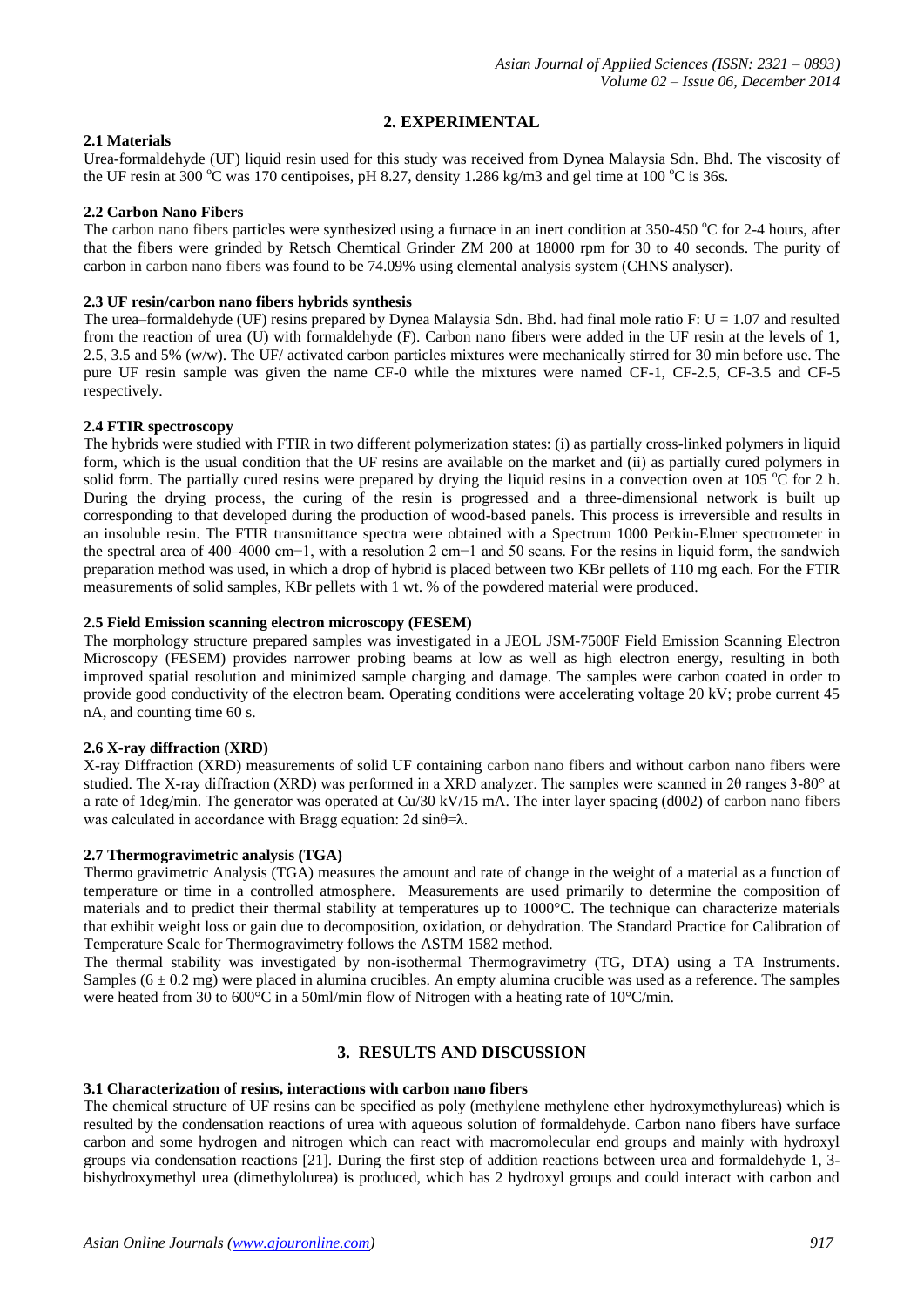## 2. EXPERIMENTAL

### 2.1 Materials

Urea-formaldehyde (UF) liquid resin used for this study was received from Dynea Malaysia Sdn. Bhd. The viscosity of the UF resin at 300 $^{o}$C was 170 centipoises, pH 8.27, density 1.286 kg/m3 and gel time at 100 $^{o}$C is 36s.

### 2.2 Carbon Nano Fibers

The carbon nano fibers particles were synthesized using a furnace in an inert condition at 350-450 $^{o}$C for 2-4 hours, after that the fibers were grinded by Retsch Chemtical Grinder ZM 200 at 18000 rpm for 30 to 40 seconds. The purity of carbon in carbon nano fibers was found to be 74.09% using elemental analysis system (CHNS analyser).

### 2.3 UF resin/carbon nano fibers hybrids synthesis

The urea–formaldehyde (UF) resins prepared by Dynea Malaysia Sdn. Bhd. had final mole ratio F: U = 1.07 and resulted from the reaction of urea (U) with formaldehyde (F). Carbon nano fibers were added in the UF resin at the levels of 1, 2.5, 3.5 and 5% (w/w). The UF/ activated carbon particles mixtures were mechanically stirred for 30 min before use. The pure UF resin sample was given the name CF-0 while the mixtures were named CF-1, CF-2.5, CF-3.5 and CF-5 respectively.

### 2.4 FTIR spectroscopy

The hybrids were studied with FTIR in two different polymerization states: (i) as partially cross-linked polymers in liquid form, which is the usual condition that the UF resins are available on the market and (ii) as partially cured polymers in solid form. The partially cured resins were prepared by drying the liquid resins in a convection oven at 105 $^{o}$C for 2 h. During the drying process, the curing of the resin is progressed and a three-dimensional network is built up corresponding to that developed during the production of wood-based panels. This process is irreversible and results in an insoluble resin. The FTIR transmittance spectra were obtained with a Spectrum 1000 Perkin-Elmer spectrometer in the spectral area of 400–4000 cm$^{-1}$, with a resolution 2 cm$^{-1}$ and 50 scans. For the resins in liquid form, the sandwich preparation method was used, in which a drop of hybrid is placed between two KBr pellets of 110 mg each. For the FTIR measurements of solid samples, KBr pellets with 1 wt. % of the powdered material were produced.

### 2.5 Field Emission scanning electron microscopy (FESEM)

The morphology structure prepared samples was investigated in a JEOL JSM-7500F Field Emission Scanning Electron Microscopy (FESEM) provides narrower probing beams at low as well as high electron energy, resulting in both improved spatial resolution and minimized sample charging and damage. The samples were carbon coated in order to provide good conductivity of the electron beam. Operating conditions were accelerating voltage 20 kV; probe current 45 nA, and counting time 60 s.

### 2.6 X-ray diffraction (XRD)

X-ray Diffraction (XRD) measurements of solid UF containing carbon nano fibers and without carbon nano fibers were studied. The X-ray diffraction (XRD) was performed in a XRD analyzer. The samples were scanned in 2θ ranges 3-80° at a rate of 1deg/min. The generator was operated at Cu/30 kV/15 mA. The inter layer spacing (d002) of carbon nano fibers was calculated in accordance with Bragg equation: $2d \sin\theta = \lambda$.

### 2.7 Thermogravimetric analysis (TGA)

Thermo gravimetric Analysis (TGA) measures the amount and rate of change in the weight of a material as a function of temperature or time in a controlled atmosphere. Measurements are used primarily to determine the composition of materials and to predict their thermal stability at temperatures up to 1000°C. The technique can characterize materials that exhibit weight loss or gain due to decomposition, oxidation, or dehydration. The Standard Practice for Calibration of Temperature Scale for Thermogravimetry follows the ASTM 1582 method.

The thermal stability was investigated by non-isothermal Thermogravimetry (TG, DTA) using a TA Instruments. Samples (6 ± 0.2 mg) were placed in alumina crucibles. An empty alumina crucible was used as a reference. The samples were heated from 30 to 600°C in a 50ml/min flow of Nitrogen with a heating rate of 10°C/min.

## 3. RESULTS AND DISCUSSION

### 3.1 Characterization of resins, interactions with carbon nano fibers

The chemical structure of UF resins can be specified as poly (methylene methylene ether hydroxymethylureas) which is resulted by the condensation reactions of urea with aqueous solution of formaldehyde. Carbon nano fibers have surface carbon and some hydrogen and nitrogen which can react with macromolecular end groups and mainly with hydroxyl groups via condensation reactions [21]. During the first step of addition reactions between urea and formaldehyde 1, 3-bishydroxymethyl urea (dimethylolurea) is produced, which has 2 hydroxyl groups and could interact with carbon and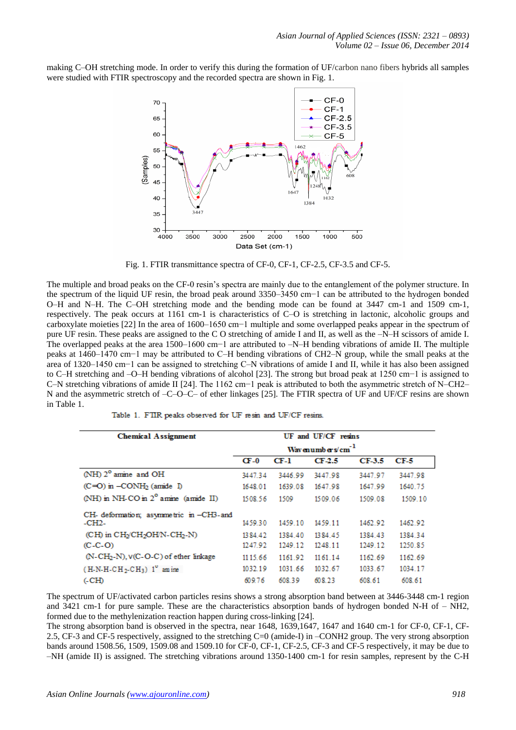making C–OH stretching mode. In order to verify this during the formation of UF/carbon nano fibers hybrids all samples were studied with FTIR spectroscopy and the recorded spectra are shown in Fig. 1.

Fig. 1. FTIR transmittance spectra of CF-0, CF-1, CF-2.5, CF-3.5 and CF-5.

The multiple and broad peaks on the CF-0 resin's spectra are mainly due to the entanglement of the polymer structure. In the spectrum of the liquid UF resin, the broad peak around 3350–3450 cm−1 can be attributed to the hydrogen bonded O–H and N–H. The C–OH stretching mode and the bending mode can be found at 3447 cm-1 and 1509 cm-1, respectively. The peak occurs at 1161 cm-1 is characteristics of C–O is stretching in lactonic, alcoholic groups and carboxylate moieties [22] In the area of 1600–1650 cm−1 multiple and some overlapped peaks appear in the spectrum of pure UF resin. These peaks are assigned to the C O stretching of amide I and II, as well as the –N–H scissors of amide I. The overlapped peaks at the area 1500–1600 cm−1 are attributed to –N–H bending vibrations of amide II. The multiple peaks at 1460–1470 cm−1 may be attributed to C–H bending vibrations of CH2–N group, while the small peaks at the area of 1320–1450 cm−1 can be assigned to stretching C–N vibrations of amide I and II, while it has also been assigned to C–H stretching and –O–H bending vibrations of alcohol [23]. The strong but broad peak at 1250 cm−1 is assigned to C–N stretching vibrations of amide II [24]. The 1162 cm−1 peak is attributed to both the asymmetric stretch of N–CH2–N and the asymmetric stretch of –C–O–C– of ether linkages [25]. The FTIR spectra of UF and UF/CF resins are shown in Table 1.

Table 1. FTIR peaks observed for UF resin and UF/CF resins.

| Chemical Assignment | UF and UF/CF resins Wavenumbers/cm$^{-1}$ | | | | |
|---|---|---|---|---|---|
| | CF-0 | CF-1 | CF-2.5 | CF-3.5 | CF-5 |
| (NH) 2° amine and OH | 3447.34 | 3446.99 | 3447.98 | 3447.97 | 3447.98 |
| (C=O) in $-CONH_2$ (amide I) | 1648.01 | 1639.08 | 1647.98 | 1647.99 | 1640.75 |
| (NH) in NH-CO in 2° amine (amide II) | 1508.56 | 1509 | 1509.06 | 1509.08 | 1509.10 |
| CH- deformation; asymmetric in $-CH_3$-and $-CH_2$- | 1459.30 | 1459.10 | 1459.11 | 1462.92 | 1462.92 |
| (CH) in $CH_2/CH_2OH/N-CH_2-N$) | 1384.42 | 1384.40 | 1384.45 | 1384.43 | 1384.34 |
| (C-C-O) | 1247.92 | 1249.12 | 1248.11 | 1249.12 | 1250.85 |
| ($N-CH_2-N$), ν(C-O-C) of ether linkage | 1115.66 | 1161.92 | 1161.14 | 1162.69 | 1162.69 |
| ($H-N-H-CH_2-CH_3$) 1° amine | 1032.19 | 1031.66 | 1032.67 | 1033.67 | 1034.17 |
| (-CH) | 609.76 | 608.39 | 608.23 | 608.61 | 608.61 |

The spectrum of UF/activated carbon particles resins shows a strong absorption band between at 3446-3448 cm-1 region and 3421 cm-1 for pure sample. These are the characteristics absorption bands of hydrogen bonded N-H of – NH2, formed due to the methylenization reaction happen during cross-linking [24].

The strong absorption band is observed in the spectra, near 1648, 1639,1647, 1647 and 1640 cm-1 for CF-0, CF-1, CF-2.5, CF-3.5 and CF-5 respectively, assigned to the stretching C=0 (amide-I) in –CONH2 group. The very strong absorption bands around 1508.56, 1509, 1509.08 and 1509.10 for CF-0, CF-1, CF-2.5, CF-3 and CF-5 respectively, it may be due to –NH (amide II) is assigned. The stretching vibrations around 1350-1400 cm-1 for resin samples, represent by the C-H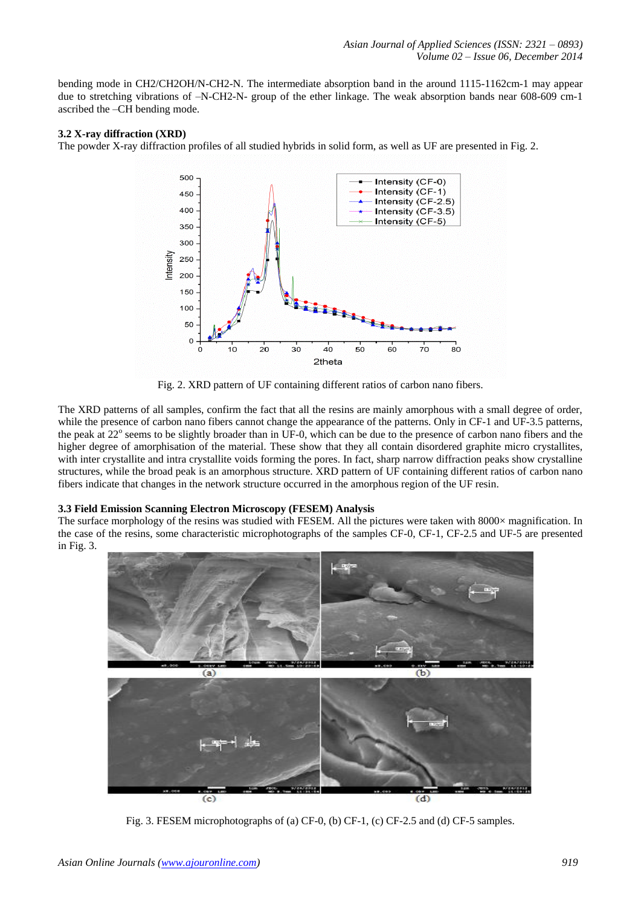bending mode in CH2/CH2OH/N-CH2-N. The intermediate absorption band in the around 1115-1162cm-1 may appear due to stretching vibrations of –N-CH2-N- group of the ether linkage. The weak absorption bands near 608-609 cm-1 ascribed the –CH bending mode.

### 3.2 X-ray diffraction (XRD)

The powder X-ray diffraction profiles of all studied hybrids in solid form, as well as UF are presented in Fig. 2.

Fig. 2. XRD pattern of UF containing different ratios of carbon nano fibers.

The XRD patterns of all samples, confirm the fact that all the resins are mainly amorphous with a small degree of order, while the presence of carbon nano fibers cannot change the appearance of the patterns. Only in CF-1 and UF-3.5 patterns, the peak at 22° seems to be slightly broader than in UF-0, which can be due to the presence of carbon nano fibers and the higher degree of amorphisation of the material. These show that they all contain disordered graphite micro crystallites, with inter crystallite and intra crystallite voids forming the pores. In fact, sharp narrow diffraction peaks show crystalline structures, while the broad peak is an amorphous structure. XRD pattern of UF containing different ratios of carbon nano fibers indicate that changes in the network structure occurred in the amorphous region of the UF resin.

### 3.3 Field Emission Scanning Electron Microscopy (FESEM) Analysis

The surface morphology of the resins was studied with FESEM. All the pictures were taken with 8000× magnification. In the case of the resins, some characteristic microphotographs of the samples CF-0, CF-1, CF-2.5 and UF-5 are presented in Fig. 3.

Fig. 3. FESEM microphotographs of (a) CF-0, (b) CF-1, (c) CF-2.5 and (d) CF-5 samples.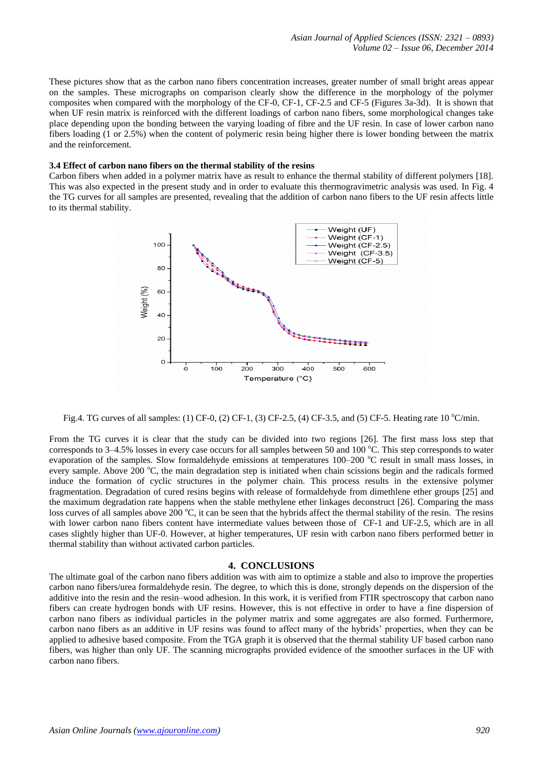These pictures show that as the carbon nano fibers concentration increases, greater number of small bright areas appear on the samples. These micrographs on comparison clearly show the difference in the morphology of the polymer composites when compared with the morphology of the CF-0, CF-1, CF-2.5 and CF-5 (Figures 3a-3d). It is shown that when UF resin matrix is reinforced with the different loadings of carbon nano fibers, some morphological changes take place depending upon the bonding between the varying loading of fibre and the UF resin. In case of lower carbon nano fibers loading (1 or 2.5%) when the content of polymeric resin being higher there is lower bonding between the matrix and the reinforcement.

### 3.4 Effect of carbon nano fibers on the thermal stability of the resins

Carbon fibers when added in a polymer matrix have as result to enhance the thermal stability of different polymers [18]. This was also expected in the present study and in order to evaluate this thermogravimetric analysis was used. In Fig. 4 the TG curves for all samples are presented, revealing that the addition of carbon nano fibers to the UF resin affects little to its thermal stability.

Fig.4. TG curves of all samples: (1) CF-0, (2) CF-1, (3) CF-2.5, (4) CF-3.5, and (5) CF-5. Heating rate 10 $^{o}$C/min.

From the TG curves it is clear that the study can be divided into two regions [26]. The first mass loss step that corresponds to 3–4.5% losses in every case occurs for all samples between 50 and 100 $^{o}$C. This step corresponds to water evaporation of the samples. Slow formaldehyde emissions at temperatures 100–200 $^{o}$C result in small mass losses, in every sample. Above 200 $^{o}$C, the main degradation step is initiated when chain scissions begin and the radicals formed induce the formation of cyclic structures in the polymer chain. This process results in the extensive polymer fragmentation. Degradation of cured resins begins with release of formaldehyde from dimethlene ether groups [25] and the maximum degradation rate happens when the stable methylene ether linkages deconstruct [26]. Comparing the mass loss curves of all samples above 200 $^{o}$C, it can be seen that the hybrids affect the thermal stability of the resin. The resins with lower carbon nano fibers content have intermediate values between those of CF-1 and UF-2.5, which are in all cases slightly higher than UF-0. However, at higher temperatures, UF resin with carbon nano fibers performed better in thermal stability than without activated carbon particles.

## 4. CONCLUSIONS

The ultimate goal of the carbon nano fibers addition was with aim to optimize a stable and also to improve the properties carbon nano fibers/urea formaldehyde resin. The degree, to which this is done, strongly depends on the dispersion of the additive into the resin and the resin–wood adhesion. In this work, it is verified from FTIR spectroscopy that carbon nano fibers can create hydrogen bonds with UF resins. However, this is not effective in order to have a fine dispersion of carbon nano fibers as individual particles in the polymer matrix and some aggregates are also formed. Furthermore, carbon nano fibers as an additive in UF resins was found to affect many of the hybrids' properties, when they can be applied to adhesive based composite. From the TGA graph it is observed that the thermal stability UF based carbon nano fibers, was higher than only UF. The scanning micrographs provided evidence of the smoother surfaces in the UF with carbon nano fibers.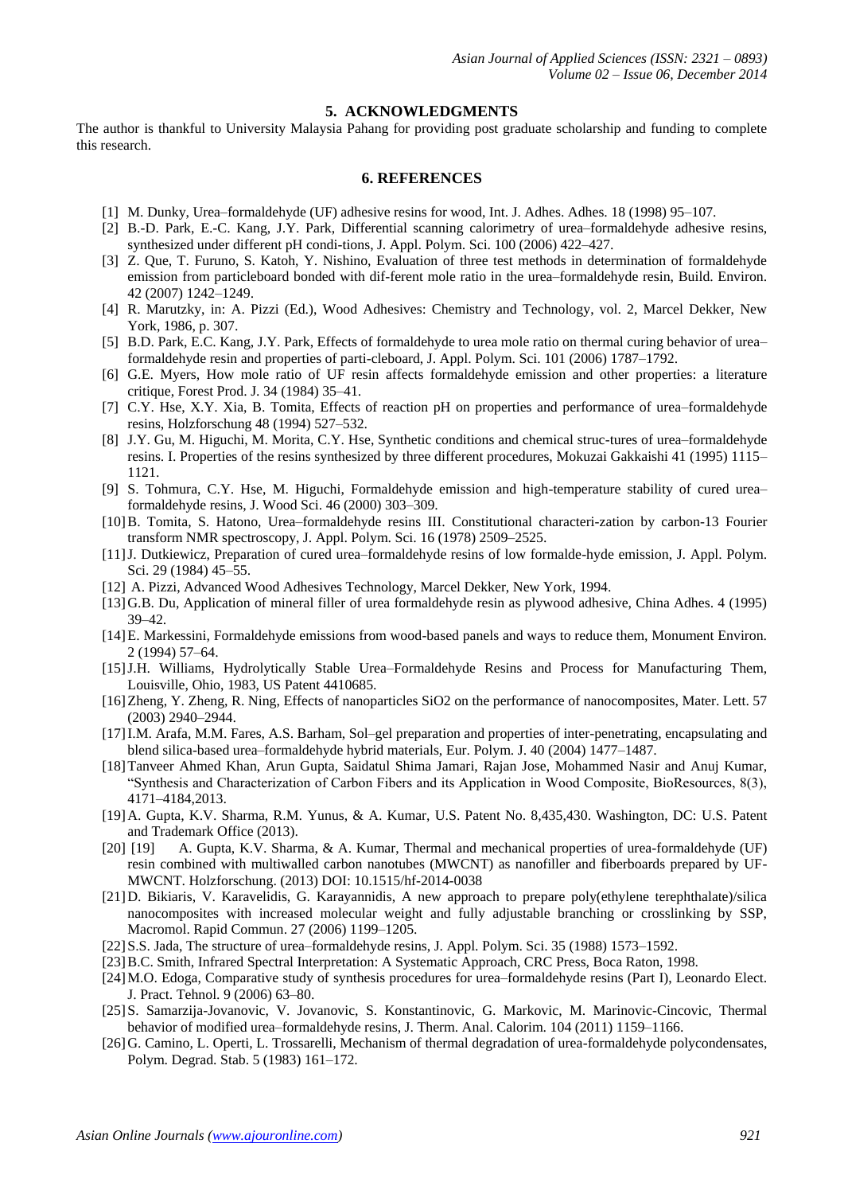## 5. ACKNOWLEDGMENTS

The author is thankful to University Malaysia Pahang for providing post graduate scholarship and funding to complete this research.

## 6. REFERENCES

[1] M. Dunky, Urea–formaldehyde (UF) adhesive resins for wood, Int. J. Adhes. Adhes. 18 (1998) 95–107.

[2] B.-D. Park, E.-C. Kang, J.Y. Park, Differential scanning calorimetry of urea–formaldehyde adhesive resins, synthesized under different pH condi-tions, J. Appl. Polym. Sci. 100 (2006) 422–427.

[3] Z. Que, T. Furuno, S. Katoh, Y. Nishino, Evaluation of three test methods in determination of formaldehyde emission from particleboard bonded with dif-ferent mole ratio in the urea–formaldehyde resin, Build. Environ. 42 (2007) 1242–1249.

[4] R. Marutzky, in: A. Pizzi (Ed.), Wood Adhesives: Chemistry and Technology, vol. 2, Marcel Dekker, New York, 1986, p. 307.

[5] B.D. Park, E.C. Kang, J.Y. Park, Effects of formaldehyde to urea mole ratio on thermal curing behavior of urea–formaldehyde resin and properties of parti-cleboard, J. Appl. Polym. Sci. 101 (2006) 1787–1792.

[6] G.E. Myers, How mole ratio of UF resin affects formaldehyde emission and other properties: a literature critique, Forest Prod. J. 34 (1984) 35–41.

[7] C.Y. Hse, X.Y. Xia, B. Tomita, Effects of reaction pH on properties and performance of urea–formaldehyde resins, Holzforschung 48 (1994) 527–532.

[8] J.Y. Gu, M. Higuchi, M. Morita, C.Y. Hse, Synthetic conditions and chemical struc-tures of urea–formaldehyde resins. I. Properties of the resins synthesized by three different procedures, Mokuzai Gakkaishi 41 (1995) 1115–1121.

[9] S. Tohmura, C.Y. Hse, M. Higuchi, Formaldehyde emission and high-temperature stability of cured urea–formaldehyde resins, J. Wood Sci. 46 (2000) 303–309.

[10] B. Tomita, S. Hatono, Urea–formaldehyde resins III. Constitutional characteri-zation by carbon-13 Fourier transform NMR spectroscopy, J. Appl. Polym. Sci. 16 (1978) 2509–2525.

[11] J. Dutkiewicz, Preparation of cured urea–formaldehyde resins of low formalde-hyde emission, J. Appl. Polym. Sci. 29 (1984) 45–55.

[12] A. Pizzi, Advanced Wood Adhesives Technology, Marcel Dekker, New York, 1994.

[13] G.B. Du, Application of mineral filler of urea formaldehyde resin as plywood adhesive, China Adhes. 4 (1995) 39–42.

[14] E. Markessini, Formaldehyde emissions from wood-based panels and ways to reduce them, Monument Environ. 2 (1994) 57–64.

[15] J.H. Williams, Hydrolytically Stable Urea–Formaldehyde Resins and Process for Manufacturing Them, Louisville, Ohio, 1983, US Patent 4410685.

[16] Zheng, Y. Zheng, R. Ning, Effects of nanoparticles SiO2 on the performance of nanocomposites, Mater. Lett. 57 (2003) 2940–2944.

[17] I.M. Arafa, M.M. Fares, A.S. Barham, Sol–gel preparation and properties of inter-penetrating, encapsulating and blend silica-based urea–formaldehyde hybrid materials, Eur. Polym. J. 40 (2004) 1477–1487.

[18] Tanveer Ahmed Khan, Arun Gupta, Saidatul Shima Jamari, Rajan Jose, Mohammed Nasir and Anuj Kumar, "Synthesis and Characterization of Carbon Fibers and its Application in Wood Composite, BioResources, 8(3), 4171–4184,2013.

[19] A. Gupta, K.V. Sharma, R.M. Yunus, & A. Kumar, U.S. Patent No. 8,435,430. Washington, DC: U.S. Patent and Trademark Office (2013).

[20] [19] A. Gupta, K.V. Sharma, & A. Kumar, Thermal and mechanical properties of urea-formaldehyde (UF) resin combined with multiwalled carbon nanotubes (MWCNT) as nanofiller and fiberboards prepared by UF-MWCNT. Holzforschung. (2013) DOI: 10.1515/hf-2014-0038

[21] D. Bikiaris, V. Karavelidis, G. Karayannidis, A new approach to prepare poly(ethylene terephthalate)/silica nanocomposites with increased molecular weight and fully adjustable branching or crosslinking by SSP, Macromol. Rapid Commun. 27 (2006) 1199–1205.

[22] S.S. Jada, The structure of urea–formaldehyde resins, J. Appl. Polym. Sci. 35 (1988) 1573–1592.

[23] B.C. Smith, Infrared Spectral Interpretation: A Systematic Approach, CRC Press, Boca Raton, 1998.

[24] M.O. Edoga, Comparative study of synthesis procedures for urea–formaldehyde resins (Part I), Leonardo Elect. J. Pract. Tehnol. 9 (2006) 63–80.

[25] S. Samarzija-Jovanovic, V. Jovanovic, S. Konstantinovic, G. Markovic, M. Marinovic-Cincovic, Thermal behavior of modified urea–formaldehyde resins, J. Therm. Anal. Calorim. 104 (2011) 1159–1166.

[26] G. Camino, L. Operti, L. Trossarelli, Mechanism of thermal degradation of urea-formaldehyde polycondensates, Polym. Degrad. Stab. 5 (1983) 161–172.